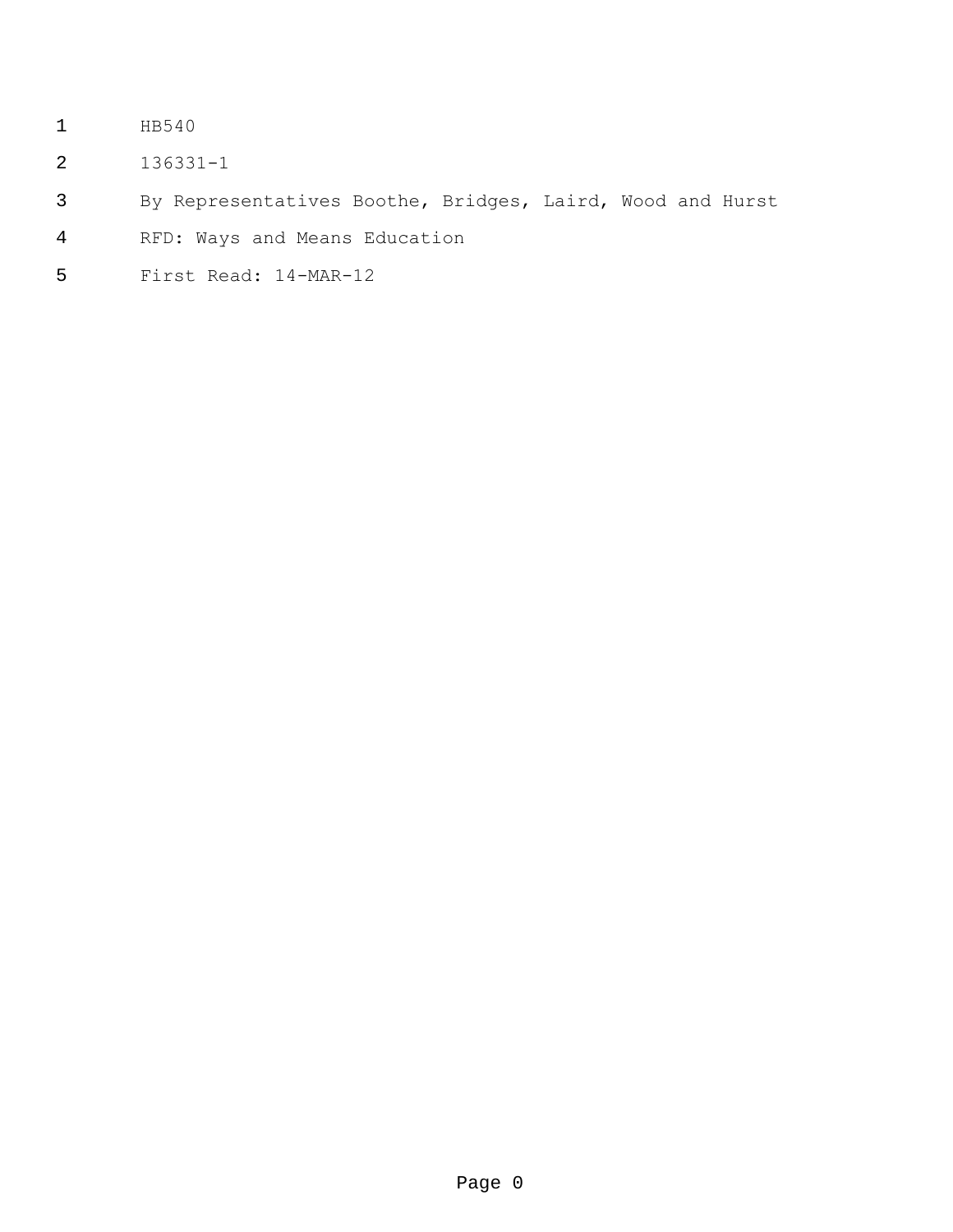HB540

136331-1

By Representatives Boothe, Bridges, Laird, Wood and Hurst

RFD: Ways and Means Education

First Read: 14-MAR-12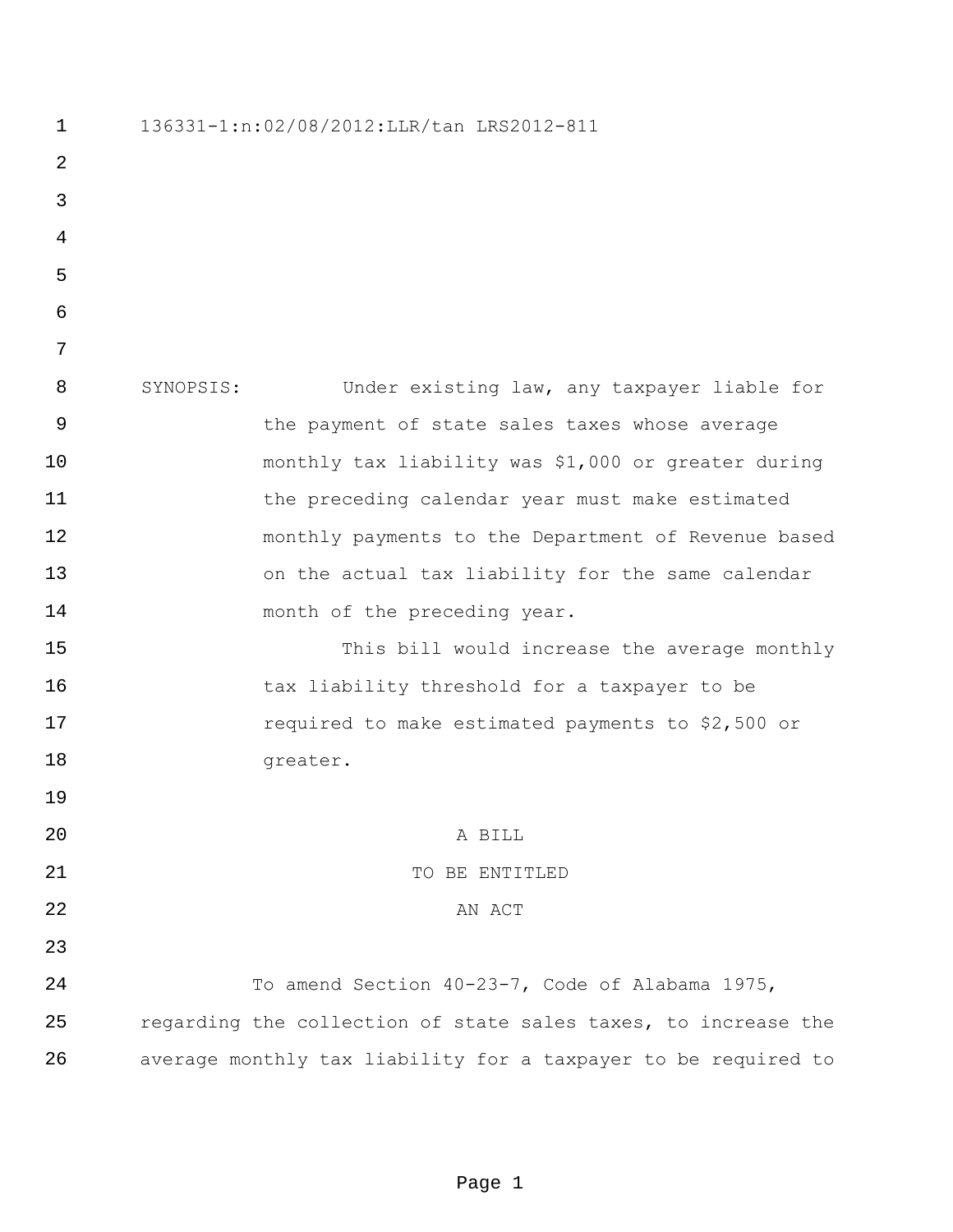136331-1:n:02/08/2012:LLR/tan LRS2012-811

SYNOPSIS: Under existing law, any taxpayer liable for the payment of state sales taxes whose average monthly tax liability was $1,000 or greater during the preceding calendar year must make estimated monthly payments to the Department of Revenue based on the actual tax liability for the same calendar month of the preceding year.

This bill would increase the average monthly tax liability threshold for a taxpayer to be required to make estimated payments to $2,500 or greater.

A BILL
TO BE ENTITLED
AN ACT

To amend Section 40-23-7, Code of Alabama 1975, regarding the collection of state sales taxes, to increase the average monthly tax liability for a taxpayer to be required to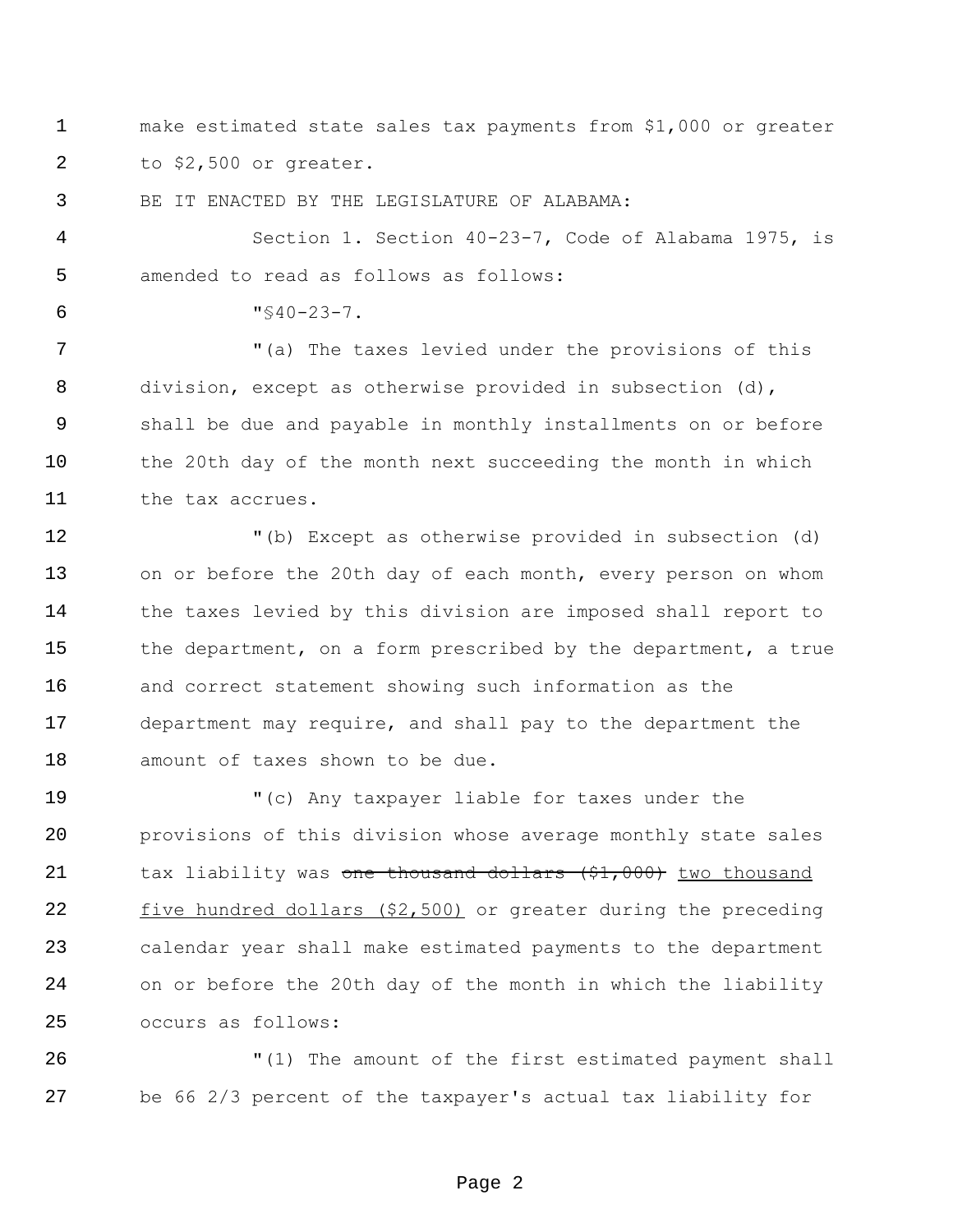make estimated state sales tax payments from $1,000 or greater to $2,500 or greater.

BE IT ENACTED BY THE LEGISLATURE OF ALABAMA:

Section 1. Section 40-23-7, Code of Alabama 1975, is amended to read as follows as follows:

"§40-23-7.

"(a) The taxes levied under the provisions of this division, except as otherwise provided in subsection (d), shall be due and payable in monthly installments on or before the 20th day of the month next succeeding the month in which the tax accrues.

"(b) Except as otherwise provided in subsection (d) on or before the 20th day of each month, every person on whom the taxes levied by this division are imposed shall report to the department, on a form prescribed by the department, a true and correct statement showing such information as the department may require, and shall pay to the department the amount of taxes shown to be due.

"(c) Any taxpayer liable for taxes under the provisions of this division whose average monthly state sales tax liability was ~~one thousand dollars ($1,000)~~ <u>two thousand five hundred dollars ($2,500)</u> or greater during the preceding calendar year shall make estimated payments to the department on or before the 20th day of the month in which the liability occurs as follows:

"(1) The amount of the first estimated payment shall be 66 2/3 percent of the taxpayer's actual tax liability for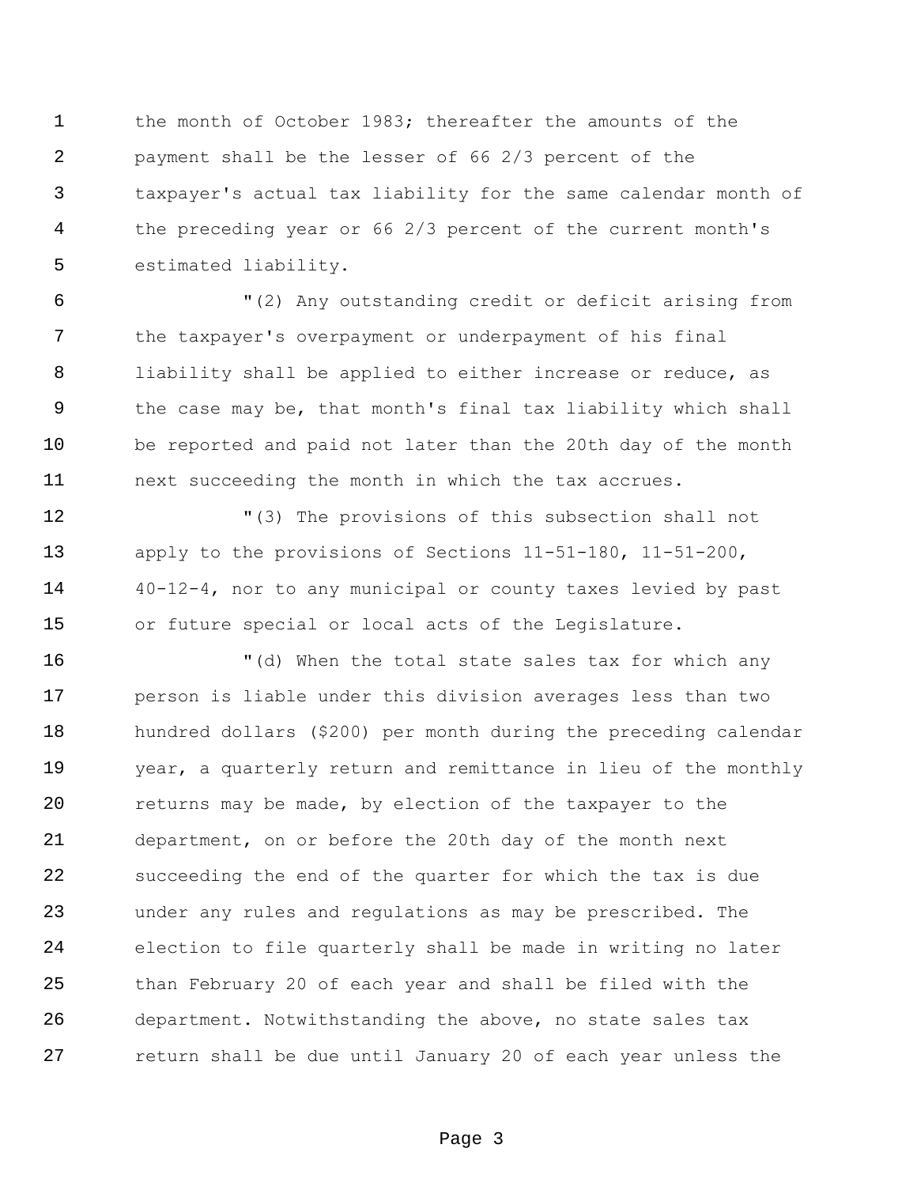the month of October 1983; thereafter the amounts of the payment shall be the lesser of 66 2/3 percent of the taxpayer's actual tax liability for the same calendar month of the preceding year or 66 2/3 percent of the current month's estimated liability.

"(2) Any outstanding credit or deficit arising from the taxpayer's overpayment or underpayment of his final liability shall be applied to either increase or reduce, as the case may be, that month's final tax liability which shall be reported and paid not later than the 20th day of the month next succeeding the month in which the tax accrues.

"(3) The provisions of this subsection shall not apply to the provisions of Sections 11-51-180, 11-51-200, 40-12-4, nor to any municipal or county taxes levied by past or future special or local acts of the Legislature.

"(d) When the total state sales tax for which any person is liable under this division averages less than two hundred dollars ($200) per month during the preceding calendar year, a quarterly return and remittance in lieu of the monthly returns may be made, by election of the taxpayer to the department, on or before the 20th day of the month next succeeding the end of the quarter for which the tax is due under any rules and regulations as may be prescribed. The election to file quarterly shall be made in writing no later than February 20 of each year and shall be filed with the department. Notwithstanding the above, no state sales tax return shall be due until January 20 of each year unless the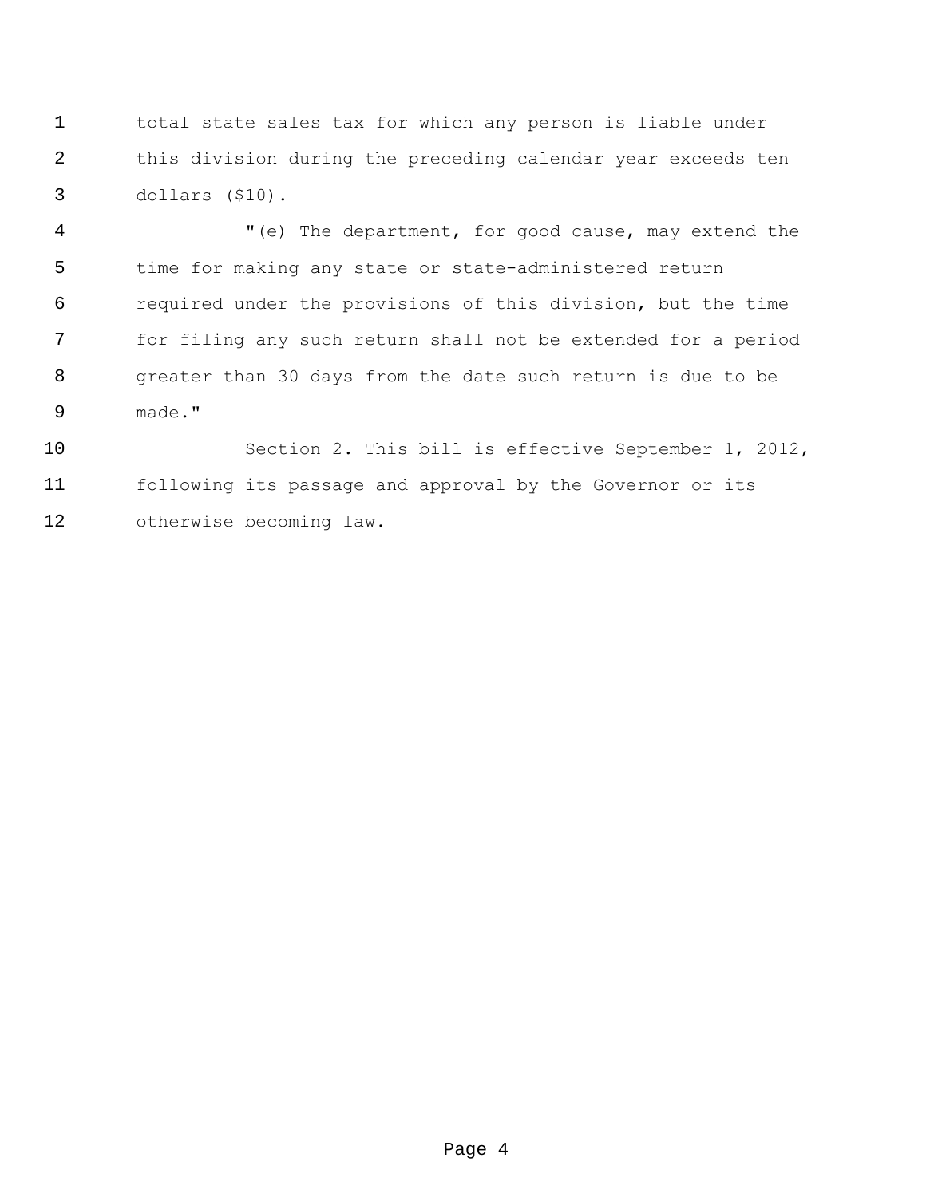total state sales tax for which any person is liable under this division during the preceding calendar year exceeds ten dollars ($10).

"(e) The department, for good cause, may extend the time for making any state or state-administered return required under the provisions of this division, but the time for filing any such return shall not be extended for a period greater than 30 days from the date such return is due to be made."

Section 2. This bill is effective September 1, 2012, following its passage and approval by the Governor or its otherwise becoming law.